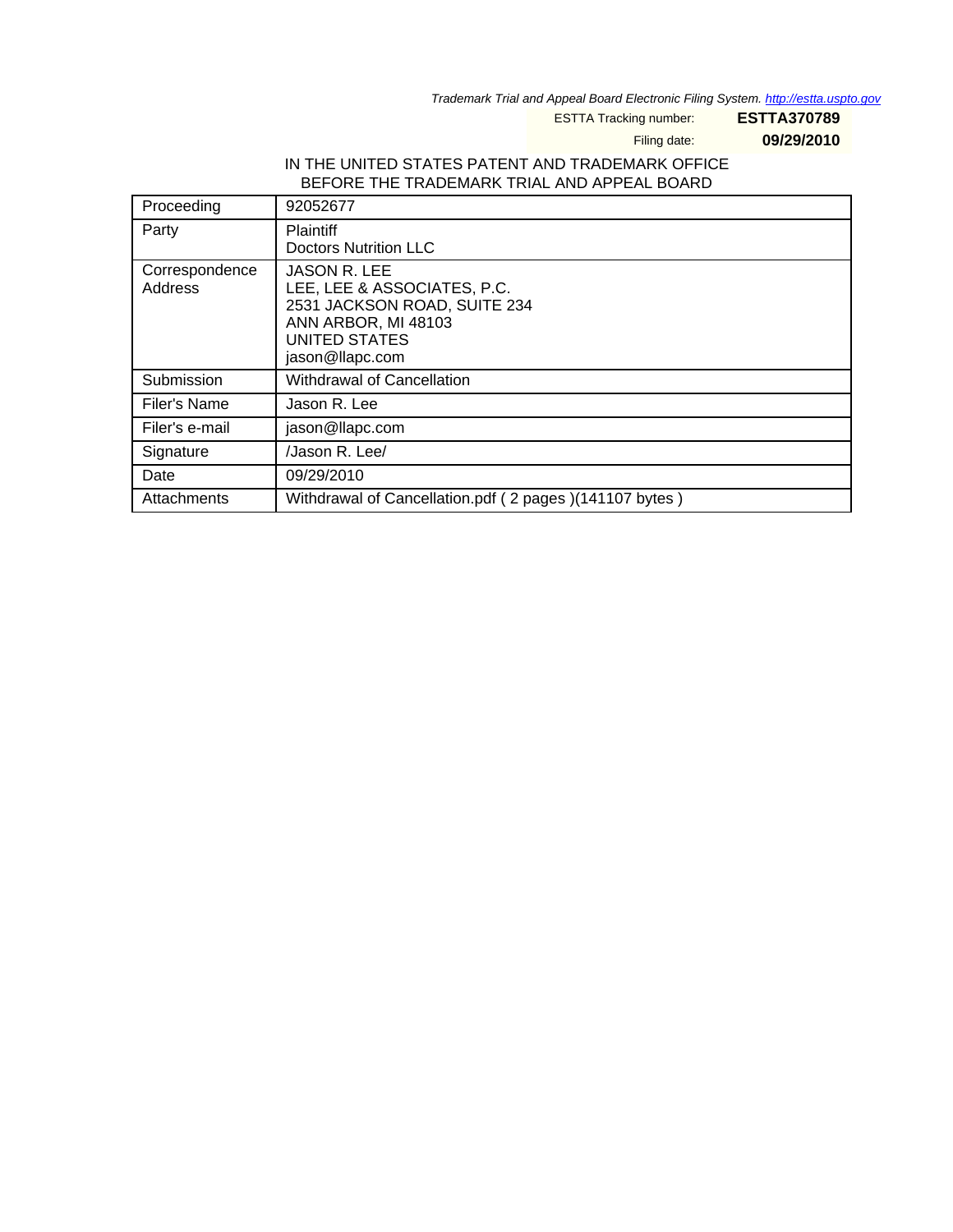*Trademark Trial and Appeal Board Electronic Filing System. http://estta.uspto.gov*

ESTTA Tracking number: **ESTTA370789**

Filing date: **09/29/2010**

IN THE UNITED STATES PATENT AND TRADEMARK OFFICE
BEFORE THE TRADEMARK TRIAL AND APPEAL BOARD

| Proceeding | 92052677 |
|---|---|
| Party | Plaintiff<br>Doctors Nutrition LLC |
| Correspondence Address | JASON R. LEE<br>LEE, LEE & ASSOCIATES, P.C.<br>2531 JACKSON ROAD, SUITE 234<br>ANN ARBOR, MI 48103<br>UNITED STATES<br>jason@llapc.com |
| Submission | Withdrawal of Cancellation |
| Filer's Name | Jason R. Lee |
| Filer's e-mail | jason@llapc.com |
| Signature | /Jason R. Lee/ |
| Date | 09/29/2010 |
| Attachments | Withdrawal of Cancellation.pdf ( 2 pages )(141107 bytes ) |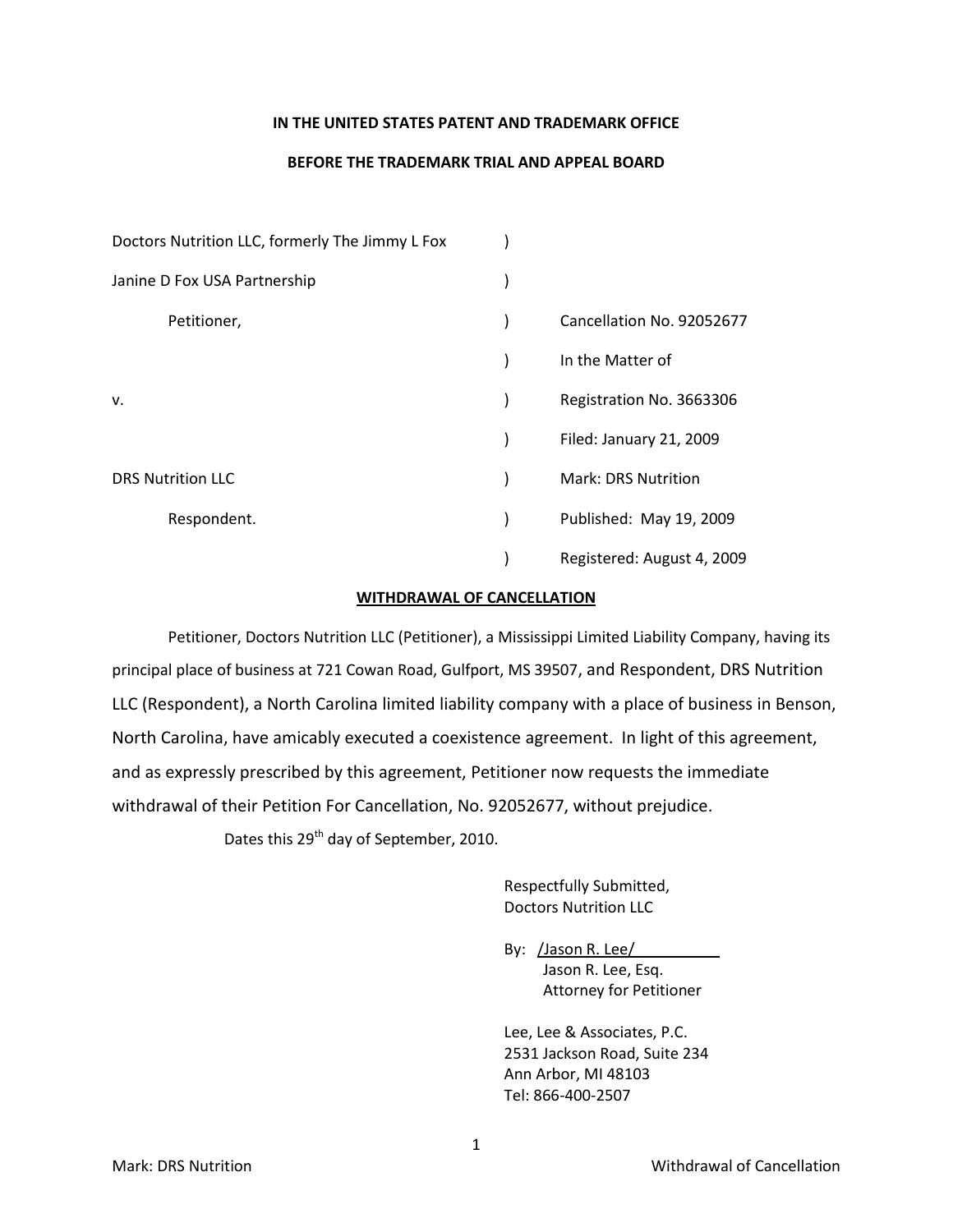**IN THE UNITED STATES PATENT AND TRADEMARK OFFICE**

**BEFORE THE TRADEMARK TRIAL AND APPEAL BOARD**

| | | |
|---|---|---|
| Doctors Nutrition LLC, formerly The Jimmy L Fox | ) | |
| Janine D Fox USA Partnership | ) | |
| Petitioner, | ) | Cancellation No. 92052677 |
| | ) | In the Matter of |
| v. | ) | Registration No. 3663306 |
| | ) | Filed: January 21, 2009 |
| DRS Nutrition LLC | ) | Mark: DRS Nutrition |
| Respondent. | ) | Published: May 19, 2009 |
| | ) | Registered: August 4, 2009 |

**WITHDRAWAL OF CANCELLATION**

Petitioner, Doctors Nutrition LLC (Petitioner), a Mississippi Limited Liability Company, having its principal place of business at 721 Cowan Road, Gulfport, MS 39507, and Respondent, DRS Nutrition LLC (Respondent), a North Carolina limited liability company with a place of business in Benson, North Carolina, have amicably executed a coexistence agreement. In light of this agreement, and as expressly prescribed by this agreement, Petitioner now requests the immediate withdrawal of their Petition For Cancellation, No. 92052677, without prejudice.

Dates this 29th day of September, 2010.

Respectfully Submitted,
Doctors Nutrition LLC

By: /Jason R. Lee/
Jason R. Lee, Esq.
Attorney for Petitioner

Lee, Lee & Associates, P.C.
2531 Jackson Road, Suite 234
Ann Arbor, MI 48103
Tel: 866-400-2507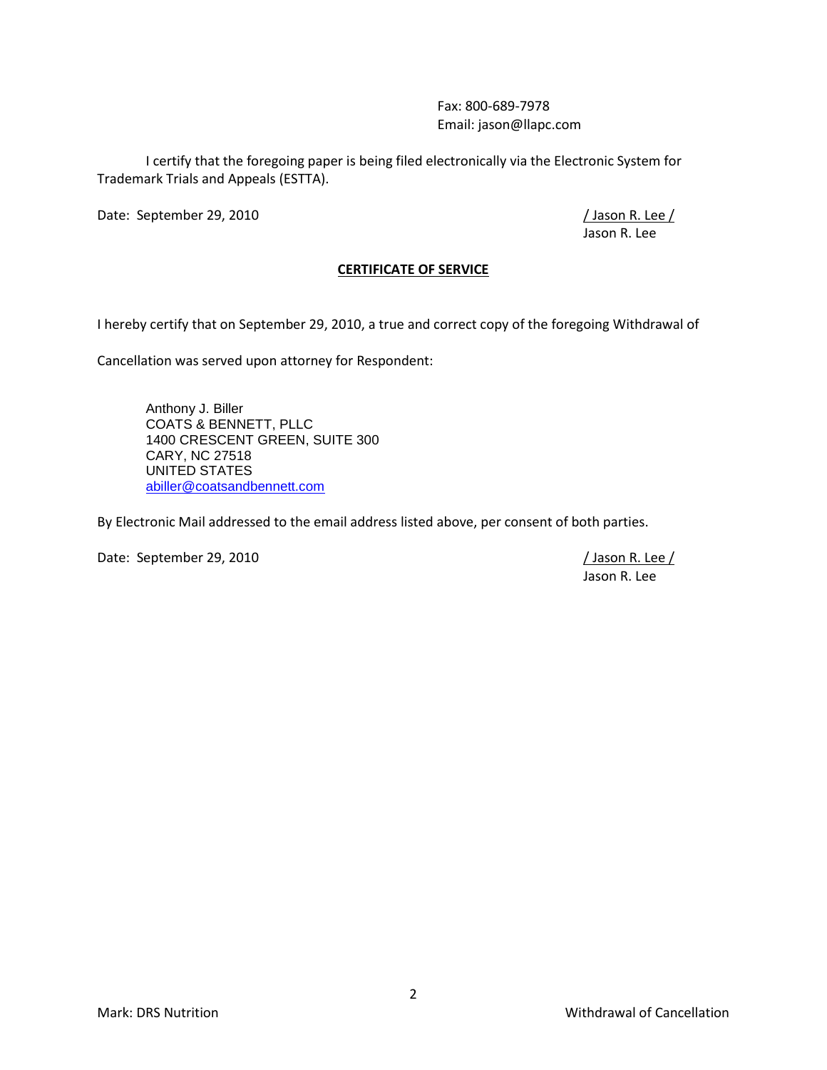Fax: 800-689-7978
Email: jason@llapc.com

I certify that the foregoing paper is being filed electronically via the Electronic System for Trademark Trials and Appeals (ESTTA).

Date: September 29, 2010

/ Jason R. Lee /
Jason R. Lee

**CERTIFICATE OF SERVICE**

I hereby certify that on September 29, 2010, a true and correct copy of the foregoing Withdrawal of Cancellation was served upon attorney for Respondent:

Anthony J. Biller
COATS & BENNETT, PLLC
1400 CRESCENT GREEN, SUITE 300
CARY, NC 27518
UNITED STATES
abiller@coatsandbennett.com

By Electronic Mail addressed to the email address listed above, per consent of both parties.

Date: September 29, 2010

/ Jason R. Lee /
Jason R. Lee

Mark: DRS Nutrition

Withdrawal of Cancellation